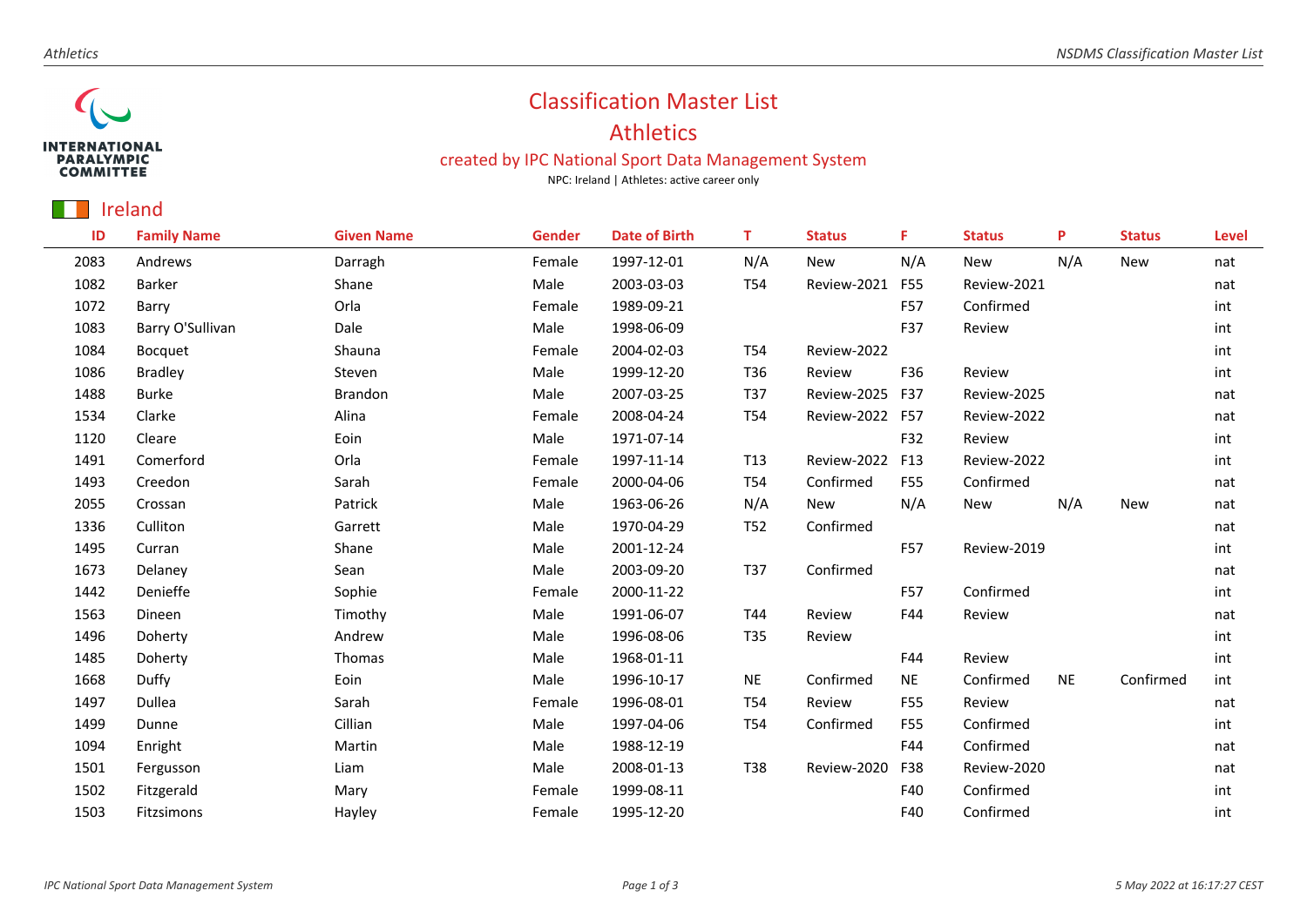# Classification Master List

## Athletics

### created by IPC National Sport Data Management System

NPC: Ireland | Athletes: active career only

## Ireland

| ID | Family Name | Given Name | Gender | Date of Birth | T | Status | F | Status | P | Status | Level |
|---|---|---|---|---|---|---|---|---|---|---|---|
| 2083 | Andrews | Darragh | Female | 1997-12-01 | N/A | New | N/A | New | N/A | New | nat |
| 1082 | Barker | Shane | Male | 2003-03-03 | T54 | Review-2021 | F55 | Review-2021 | | | nat |
| 1072 | Barry | Orla | Female | 1989-09-21 | | | F57 | Confirmed | | | int |
| 1083 | Barry O'Sullivan | Dale | Male | 1998-06-09 | | | F37 | Review | | | int |
| 1084 | Bocquet | Shauna | Female | 2004-02-03 | T54 | Review-2022 | | | | | int |
| 1086 | Bradley | Steven | Male | 1999-12-20 | T36 | Review | F36 | Review | | | int |
| 1488 | Burke | Brandon | Male | 2007-03-25 | T37 | Review-2025 | F37 | Review-2025 | | | nat |
| 1534 | Clarke | Alina | Female | 2008-04-24 | T54 | Review-2022 | F57 | Review-2022 | | | nat |
| 1120 | Cleare | Eoin | Male | 1971-07-14 | | | F32 | Review | | | int |
| 1491 | Comerford | Orla | Female | 1997-11-14 | T13 | Review-2022 | F13 | Review-2022 | | | int |
| 1493 | Creedon | Sarah | Female | 2000-04-06 | T54 | Confirmed | F55 | Confirmed | | | nat |
| 2055 | Crossan | Patrick | Male | 1963-06-26 | N/A | New | N/A | New | N/A | New | nat |
| 1336 | Culliton | Garrett | Male | 1970-04-29 | T52 | Confirmed | | | | | nat |
| 1495 | Curran | Shane | Male | 2001-12-24 | | | F57 | Review-2019 | | | int |
| 1673 | Delaney | Sean | Male | 2003-09-20 | T37 | Confirmed | | | | | nat |
| 1442 | Denieffe | Sophie | Female | 2000-11-22 | | | F57 | Confirmed | | | int |
| 1563 | Dineen | Timothy | Male | 1991-06-07 | T44 | Review | F44 | Review | | | nat |
| 1496 | Doherty | Andrew | Male | 1996-08-06 | T35 | Review | | | | | int |
| 1485 | Doherty | Thomas | Male | 1968-01-11 | | | F44 | Review | | | int |
| 1668 | Duffy | Eoin | Male | 1996-10-17 | NE | Confirmed | NE | Confirmed | NE | Confirmed | int |
| 1497 | Dullea | Sarah | Female | 1996-08-01 | T54 | Review | F55 | Review | | | nat |
| 1499 | Dunne | Cillian | Male | 1997-04-06 | T54 | Confirmed | F55 | Confirmed | | | int |
| 1094 | Enright | Martin | Male | 1988-12-19 | | | F44 | Confirmed | | | nat |
| 1501 | Fergusson | Liam | Male | 2008-01-13 | T38 | Review-2020 | F38 | Review-2020 | | | nat |
| 1502 | Fitzgerald | Mary | Female | 1999-08-11 | | | F40 | Confirmed | | | int |
| 1503 | Fitzsimons | Hayley | Female | 1995-12-20 | | | F40 | Confirmed | | | int |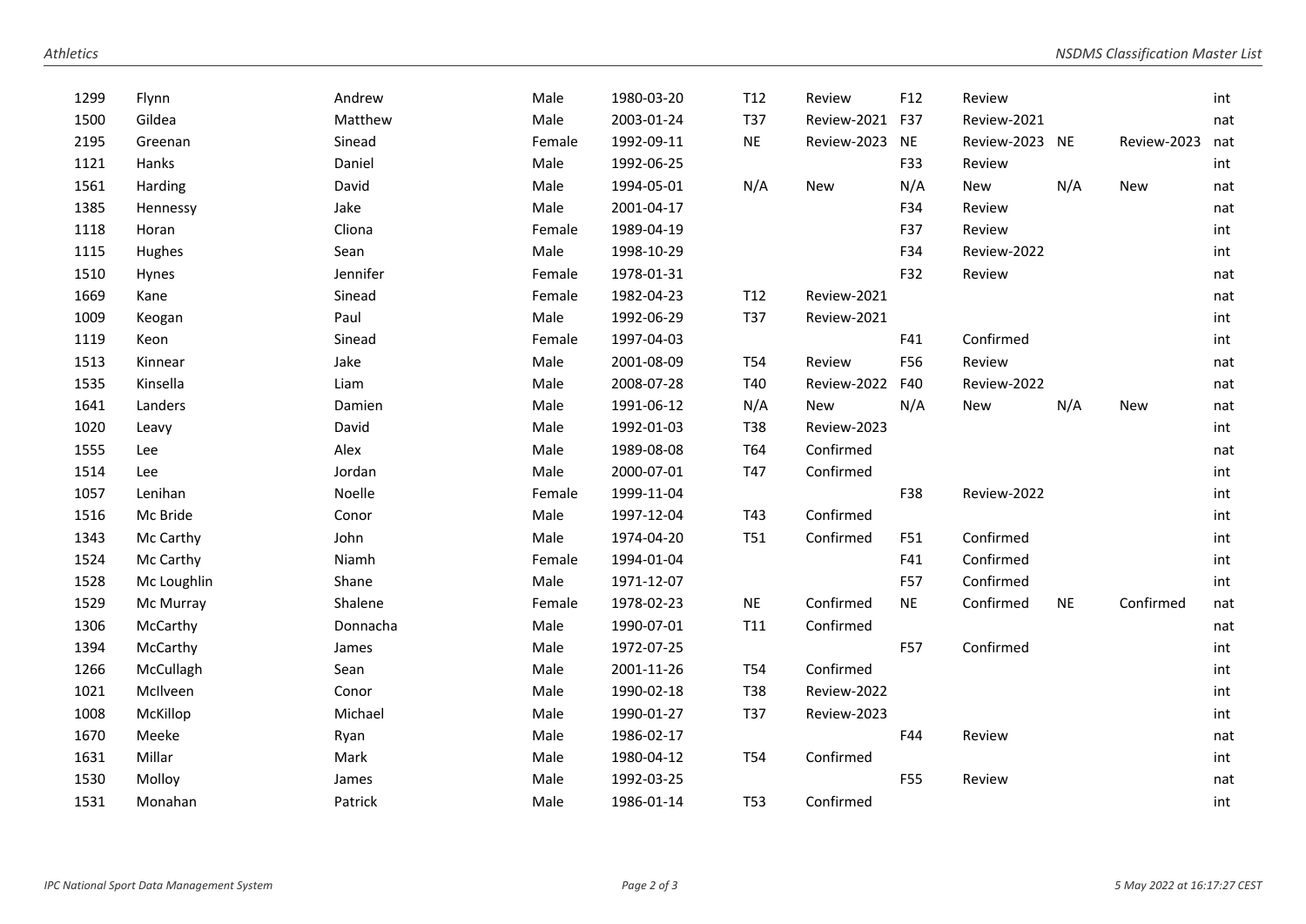| | | | | | | | | | | | |
|---|---|---|---|---|---|---|---|---|---|---|---|
| 1299 | Flynn | Andrew | Male | 1980-03-20 | T12 | Review | F12 | Review | | | int |
| 1500 | Gildea | Matthew | Male | 2003-01-24 | T37 | Review-2021 | F37 | Review-2021 | | | nat |
| 2195 | Greenan | Sinead | Female | 1992-09-11 | NE | Review-2023 | NE | Review-2023 | NE | Review-2023 | nat |
| 1121 | Hanks | Daniel | Male | 1992-06-25 | | | F33 | Review | | | int |
| 1561 | Harding | David | Male | 1994-05-01 | N/A | New | N/A | New | N/A | New | nat |
| 1385 | Hennessy | Jake | Male | 2001-04-17 | | | F34 | Review | | | nat |
| 1118 | Horan | Cliona | Female | 1989-04-19 | | | F37 | Review | | | int |
| 1115 | Hughes | Sean | Male | 1998-10-29 | | | F34 | Review-2022 | | | int |
| 1510 | Hynes | Jennifer | Female | 1978-01-31 | | | F32 | Review | | | nat |
| 1669 | Kane | Sinead | Female | 1982-04-23 | T12 | Review-2021 | | | | | nat |
| 1009 | Keogan | Paul | Male | 1992-06-29 | T37 | Review-2021 | | | | | int |
| 1119 | Keon | Sinead | Female | 1997-04-03 | | | F41 | Confirmed | | | int |
| 1513 | Kinnear | Jake | Male | 2001-08-09 | T54 | Review | F56 | Review | | | nat |
| 1535 | Kinsella | Liam | Male | 2008-07-28 | T40 | Review-2022 | F40 | Review-2022 | | | nat |
| 1641 | Landers | Damien | Male | 1991-06-12 | N/A | New | N/A | New | N/A | New | nat |
| 1020 | Leavy | David | Male | 1992-01-03 | T38 | Review-2023 | | | | | int |
| 1555 | Lee | Alex | Male | 1989-08-08 | T64 | Confirmed | | | | | nat |
| 1514 | Lee | Jordan | Male | 2000-07-01 | T47 | Confirmed | | | | | int |
| 1057 | Lenihan | Noelle | Female | 1999-11-04 | | | F38 | Review-2022 | | | int |
| 1516 | Mc Bride | Conor | Male | 1997-12-04 | T43 | Confirmed | | | | | int |
| 1343 | Mc Carthy | John | Male | 1974-04-20 | T51 | Confirmed | F51 | Confirmed | | | int |
| 1524 | Mc Carthy | Niamh | Female | 1994-01-04 | | | F41 | Confirmed | | | int |
| 1528 | Mc Loughlin | Shane | Male | 1971-12-07 | | | F57 | Confirmed | | | int |
| 1529 | Mc Murray | Shalene | Female | 1978-02-23 | NE | Confirmed | NE | Confirmed | NE | Confirmed | nat |
| 1306 | McCarthy | Donnacha | Male | 1990-07-01 | T11 | Confirmed | | | | | nat |
| 1394 | McCarthy | James | Male | 1972-07-25 | | | F57 | Confirmed | | | int |
| 1266 | McCullagh | Sean | Male | 2001-11-26 | T54 | Confirmed | | | | | int |
| 1021 | McIlveen | Conor | Male | 1990-02-18 | T38 | Review-2022 | | | | | int |
| 1008 | McKillop | Michael | Male | 1990-01-27 | T37 | Review-2023 | | | | | int |
| 1670 | Meeke | Ryan | Male | 1986-02-17 | | | F44 | Review | | | nat |
| 1631 | Millar | Mark | Male | 1980-04-12 | T54 | Confirmed | | | | | int |
| 1530 | Molloy | James | Male | 1992-03-25 | | | F55 | Review | | | nat |
| 1531 | Monahan | Patrick | Male | 1986-01-14 | T53 | Confirmed | | | | | int |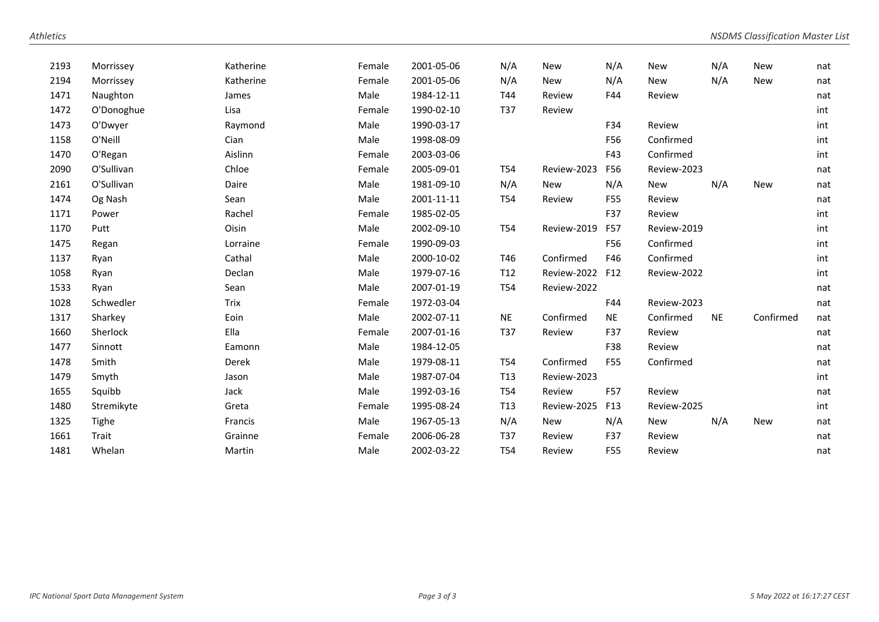| | | | | | | | | | | | |
|---|---|---|---|---|---|---|---|---|---|---|---|
| 2193 | Morrissey | Katherine | Female | 2001-05-06 | N/A | New | N/A | New | N/A | New | nat |
| 2194 | Morrissey | Katherine | Female | 2001-05-06 | N/A | New | N/A | New | N/A | New | nat |
| 1471 | Naughton | James | Male | 1984-12-11 | T44 | Review | F44 | Review | | | nat |
| 1472 | O'Donoghue | Lisa | Female | 1990-02-10 | T37 | Review | | | | | int |
| 1473 | O'Dwyer | Raymond | Male | 1990-03-17 | | | F34 | Review | | | int |
| 1158 | O'Neill | Cian | Male | 1998-08-09 | | | F56 | Confirmed | | | int |
| 1470 | O'Regan | Aislinn | Female | 2003-03-06 | | | F43 | Confirmed | | | int |
| 2090 | O'Sullivan | Chloe | Female | 2005-09-01 | T54 | Review-2023 | F56 | Review-2023 | | | nat |
| 2161 | O'Sullivan | Daire | Male | 1981-09-10 | N/A | New | N/A | New | N/A | New | nat |
| 1474 | Og Nash | Sean | Male | 2001-11-11 | T54 | Review | F55 | Review | | | nat |
| 1171 | Power | Rachel | Female | 1985-02-05 | | | F37 | Review | | | int |
| 1170 | Putt | Oisin | Male | 2002-09-10 | T54 | Review-2019 | F57 | Review-2019 | | | int |
| 1475 | Regan | Lorraine | Female | 1990-09-03 | | | F56 | Confirmed | | | int |
| 1137 | Ryan | Cathal | Male | 2000-10-02 | T46 | Confirmed | F46 | Confirmed | | | int |
| 1058 | Ryan | Declan | Male | 1979-07-16 | T12 | Review-2022 | F12 | Review-2022 | | | int |
| 1533 | Ryan | Sean | Male | 2007-01-19 | T54 | Review-2022 | | | | | nat |
| 1028 | Schwedler | Trix | Female | 1972-03-04 | | | F44 | Review-2023 | | | nat |
| 1317 | Sharkey | Eoin | Male | 2002-07-11 | NE | Confirmed | NE | Confirmed | NE | Confirmed | nat |
| 1660 | Sherlock | Ella | Female | 2007-01-16 | T37 | Review | F37 | Review | | | nat |
| 1477 | Sinnott | Eamonn | Male | 1984-12-05 | | | F38 | Review | | | nat |
| 1478 | Smith | Derek | Male | 1979-08-11 | T54 | Confirmed | F55 | Confirmed | | | nat |
| 1479 | Smyth | Jason | Male | 1987-07-04 | T13 | Review-2023 | | | | | int |
| 1655 | Squibb | Jack | Male | 1992-03-16 | T54 | Review | F57 | Review | | | nat |
| 1480 | Stremikyte | Greta | Female | 1995-08-24 | T13 | Review-2025 | F13 | Review-2025 | | | int |
| 1325 | Tighe | Francis | Male | 1967-05-13 | N/A | New | N/A | New | N/A | New | nat |
| 1661 | Trait | Grainne | Female | 2006-06-28 | T37 | Review | F37 | Review | | | nat |
| 1481 | Whelan | Martin | Male | 2002-03-22 | T54 | Review | F55 | Review | | | nat |